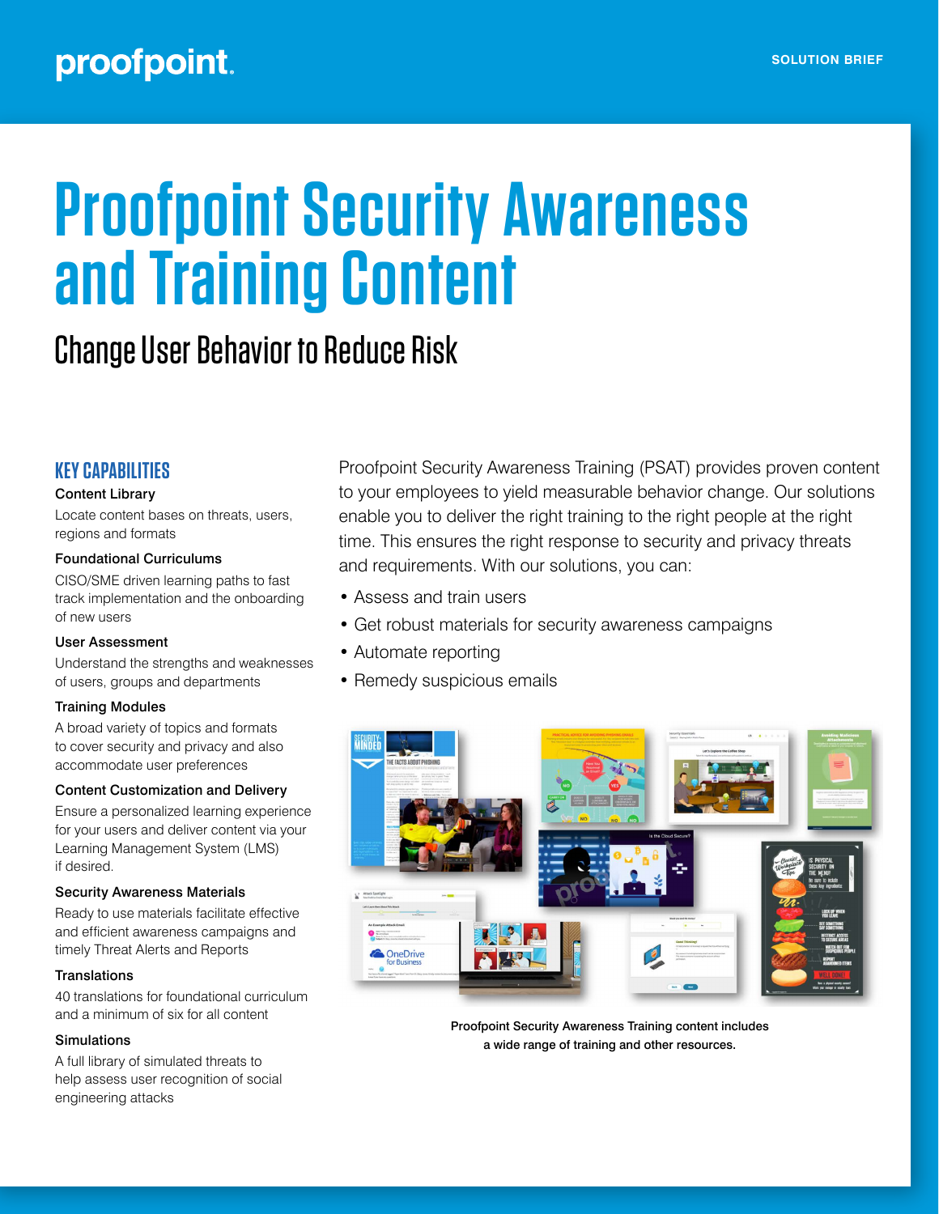proofpoint. SOLUTION BRIEF

# Proofpoint Security Awareness and Training Content

## Change User Behavior to Reduce Risk

### KEY CAPABILITIES

**Content Library**

Locate content bases on threats, users, regions and formats

**Foundational Curriculums**

CISO/SME driven learning paths to fast track implementation and the onboarding of new users

**User Assessment**

Understand the strengths and weaknesses of users, groups and departments

**Training Modules**

A broad variety of topics and formats to cover security and privacy and also accommodate user preferences

**Content Customization and Delivery**

Ensure a personalized learning experience for your users and deliver content via your Learning Management System (LMS) if desired.

**Security Awareness Materials**

Ready to use materials facilitate effective and efficient awareness campaigns and timely Threat Alerts and Reports

**Translations**

40 translations for foundational curriculum and a minimum of six for all content

**Simulations**

A full library of simulated threats to help assess user recognition of social engineering attacks

Proofpoint Security Awareness Training (PSAT) provides proven content to your employees to yield measurable behavior change. Our solutions enable you to deliver the right training to the right people at the right time. This ensures the right response to security and privacy threats and requirements. With our solutions, you can:

- Assess and train users
- Get robust materials for security awareness campaigns
- Automate reporting
- Remedy suspicious emails

Proofpoint Security Awareness Training content includes a wide range of training and other resources.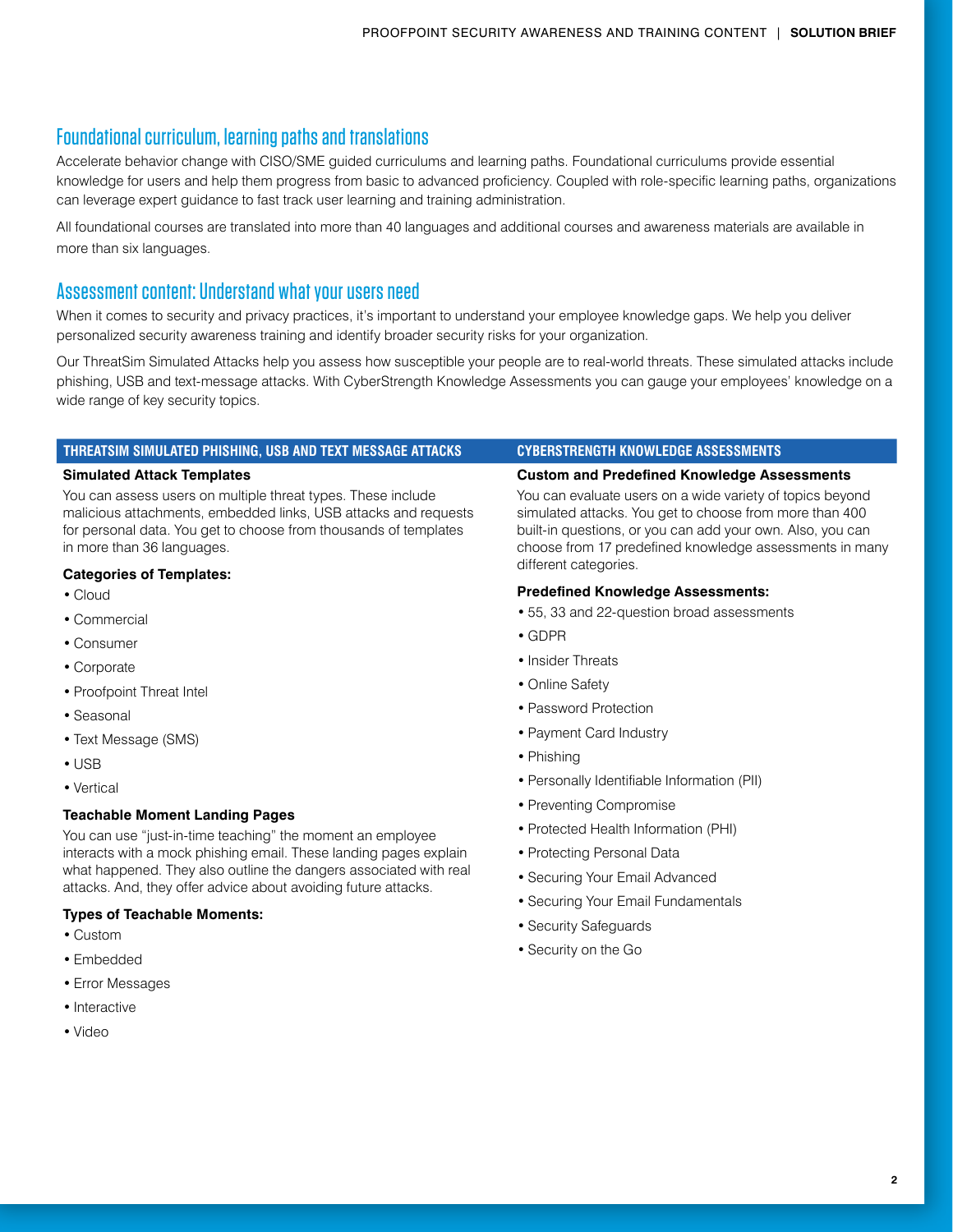## Foundational curriculum, learning paths and translations

Accelerate behavior change with CISO/SME guided curriculums and learning paths. Foundational curriculums provide essential knowledge for users and help them progress from basic to advanced proficiency. Coupled with role-specific learning paths, organizations can leverage expert guidance to fast track user learning and training administration.

All foundational courses are translated into more than 40 languages and additional courses and awareness materials are available in more than six languages.

## Assessment content: Understand what your users need

When it comes to security and privacy practices, it's important to understand your employee knowledge gaps. We help you deliver personalized security awareness training and identify broader security risks for your organization.

Our ThreatSim Simulated Attacks help you assess how susceptible your people are to real-world threats. These simulated attacks include phishing, USB and text-message attacks. With CyberStrength Knowledge Assessments you can gauge your employees' knowledge on a wide range of key security topics.

### THREATSIM SIMULATED PHISHING, USB AND TEXT MESSAGE ATTACKS

**Simulated Attack Templates**

You can assess users on multiple threat types. These include malicious attachments, embedded links, USB attacks and requests for personal data. You get to choose from thousands of templates in more than 36 languages.

**Categories of Templates:**

- Cloud
- Commercial
- Consumer
- Corporate
- Proofpoint Threat Intel
- Seasonal
- Text Message (SMS)
- USB
- Vertical

**Teachable Moment Landing Pages**

You can use "just-in-time teaching" the moment an employee interacts with a mock phishing email. These landing pages explain what happened. They also outline the dangers associated with real attacks. And, they offer advice about avoiding future attacks.

**Types of Teachable Moments:**

- Custom
- Embedded
- Error Messages
- Interactive
- Video

### CYBERSTRENGTH KNOWLEDGE ASSESSMENTS

**Custom and Predefined Knowledge Assessments**

You can evaluate users on a wide variety of topics beyond simulated attacks. You get to choose from more than 400 built-in questions, or you can add your own. Also, you can choose from 17 predefined knowledge assessments in many different categories.

**Predefined Knowledge Assessments:**

- 55, 33 and 22-question broad assessments
- GDPR
- Insider Threats
- Online Safety
- Password Protection
- Payment Card Industry
- Phishing
- Personally Identifiable Information (PII)
- Preventing Compromise
- Protected Health Information (PHI)
- Protecting Personal Data
- Securing Your Email Advanced
- Securing Your Email Fundamentals
- Security Safeguards
- Security on the Go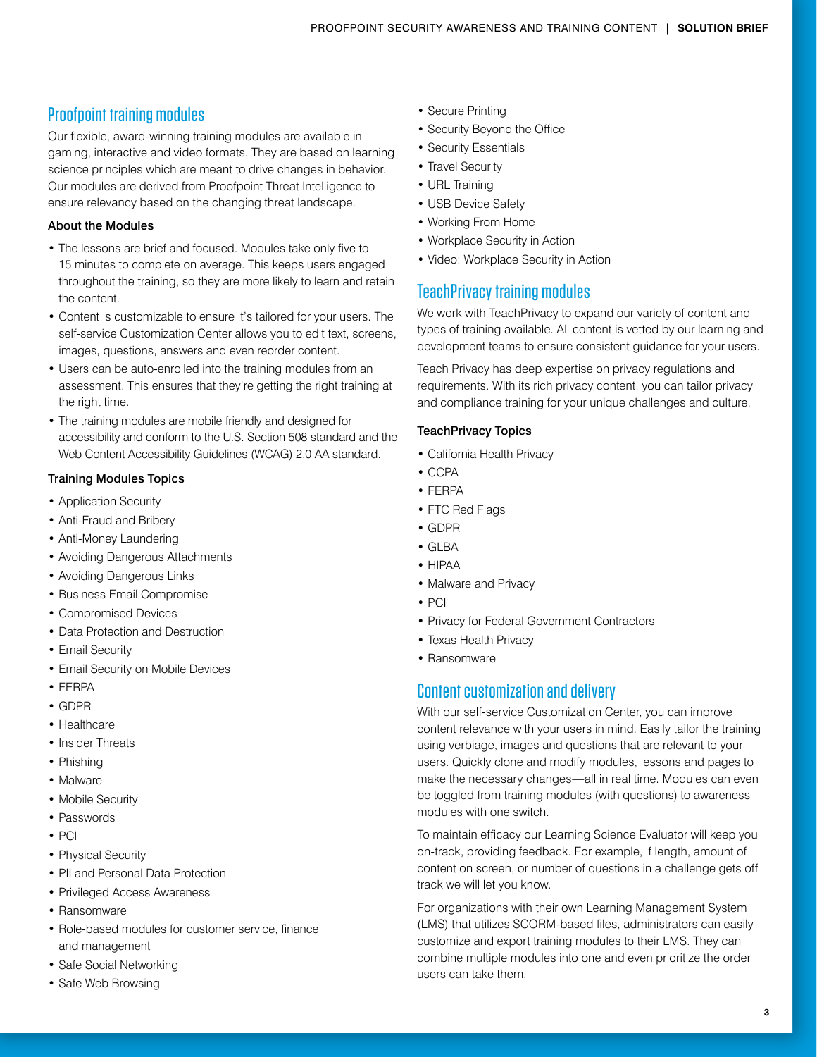## Proofpoint training modules

Our flexible, award-winning training modules are available in gaming, interactive and video formats. They are based on learning science principles which are meant to drive changes in behavior. Our modules are derived from Proofpoint Threat Intelligence to ensure relevancy based on the changing threat landscape.

### About the Modules

- The lessons are brief and focused. Modules take only five to 15 minutes to complete on average. This keeps users engaged throughout the training, so they are more likely to learn and retain the content.
- Content is customizable to ensure it's tailored for your users. The self-service Customization Center allows you to edit text, screens, images, questions, answers and even reorder content.
- Users can be auto-enrolled into the training modules from an assessment. This ensures that they're getting the right training at the right time.
- The training modules are mobile friendly and designed for accessibility and conform to the U.S. Section 508 standard and the Web Content Accessibility Guidelines (WCAG) 2.0 AA standard.

### Training Modules Topics

- Application Security
- Anti-Fraud and Bribery
- Anti-Money Laundering
- Avoiding Dangerous Attachments
- Avoiding Dangerous Links
- Business Email Compromise
- Compromised Devices
- Data Protection and Destruction
- Email Security
- Email Security on Mobile Devices
- FERPA
- GDPR
- Healthcare
- Insider Threats
- Phishing
- Malware
- Mobile Security
- Passwords
- PCI
- Physical Security
- PII and Personal Data Protection
- Privileged Access Awareness
- Ransomware
- Role-based modules for customer service, finance and management
- Safe Social Networking
- Safe Web Browsing
- Secure Printing
- Security Beyond the Office
- Security Essentials
- Travel Security
- URL Training
- USB Device Safety
- Working From Home
- Workplace Security in Action
- Video: Workplace Security in Action

## TeachPrivacy training modules

We work with TeachPrivacy to expand our variety of content and types of training available. All content is vetted by our learning and development teams to ensure consistent guidance for your users.

Teach Privacy has deep expertise on privacy regulations and requirements. With its rich privacy content, you can tailor privacy and compliance training for your unique challenges and culture.

### TeachPrivacy Topics

- California Health Privacy
- CCPA
- FERPA
- FTC Red Flags
- GDPR
- GLBA
- HIPAA
- Malware and Privacy
- PCI
- Privacy for Federal Government Contractors
- Texas Health Privacy
- Ransomware

## Content customization and delivery

With our self-service Customization Center, you can improve content relevance with your users in mind. Easily tailor the training using verbiage, images and questions that are relevant to your users. Quickly clone and modify modules, lessons and pages to make the necessary changes—all in real time. Modules can even be toggled from training modules (with questions) to awareness modules with one switch.

To maintain efficacy our Learning Science Evaluator will keep you on-track, providing feedback. For example, if length, amount of content on screen, or number of questions in a challenge gets off track we will let you know.

For organizations with their own Learning Management System (LMS) that utilizes SCORM-based files, administrators can easily customize and export training modules to their LMS. They can combine multiple modules into one and even prioritize the order users can take them.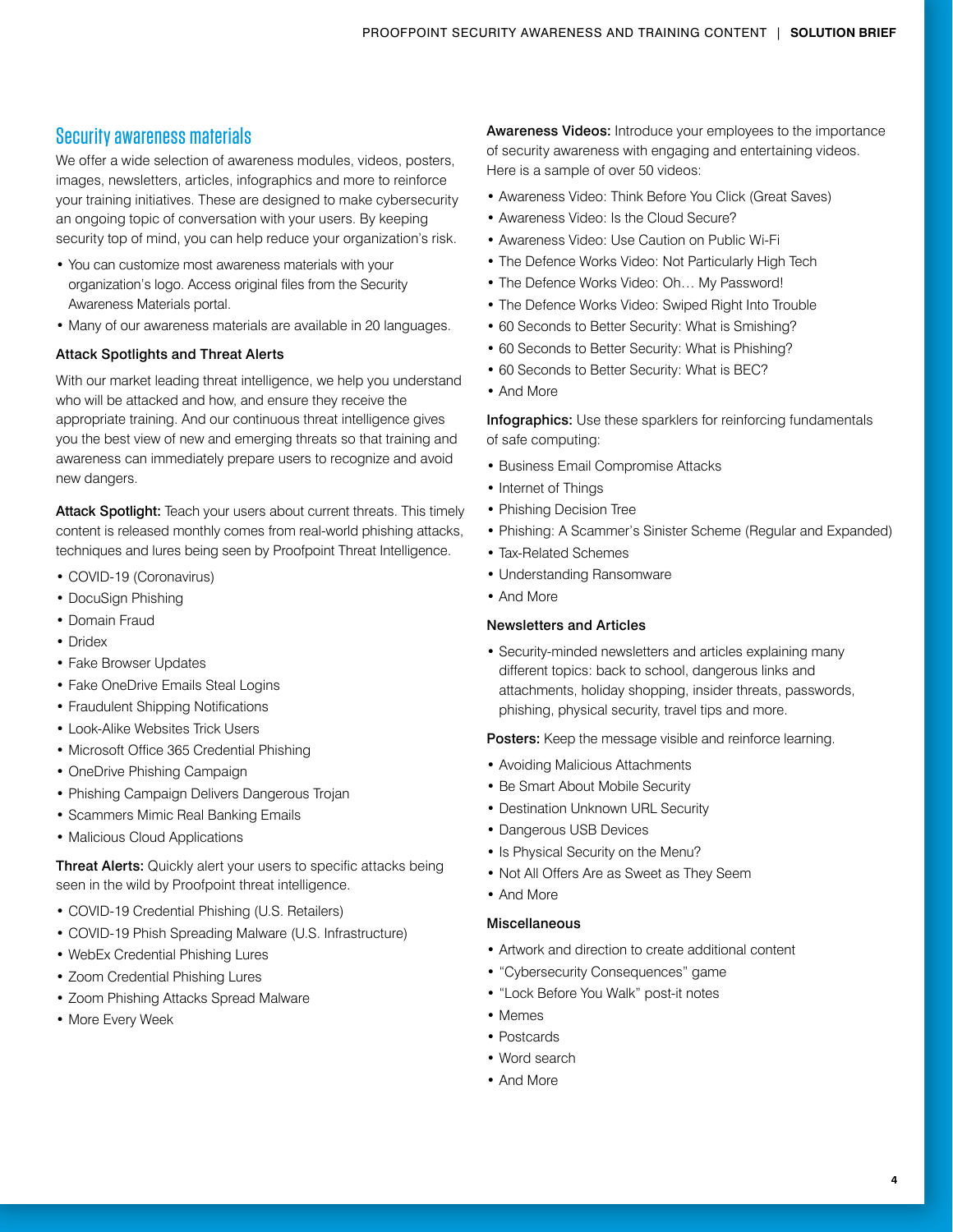## Security awareness materials

We offer a wide selection of awareness modules, videos, posters, images, newsletters, articles, infographics and more to reinforce your training initiatives. These are designed to make cybersecurity an ongoing topic of conversation with your users. By keeping security top of mind, you can help reduce your organization's risk.

- You can customize most awareness materials with your organization's logo. Access original files from the Security Awareness Materials portal.
- Many of our awareness materials are available in 20 languages.

### Attack Spotlights and Threat Alerts

With our market leading threat intelligence, we help you understand who will be attacked and how, and ensure they receive the appropriate training. And our continuous threat intelligence gives you the best view of new and emerging threats so that training and awareness can immediately prepare users to recognize and avoid new dangers.

**Attack Spotlight:** Teach your users about current threats. This timely content is released monthly comes from real-world phishing attacks, techniques and lures being seen by Proofpoint Threat Intelligence.

- COVID-19 (Coronavirus)
- DocuSign Phishing
- Domain Fraud
- Dridex
- Fake Browser Updates
- Fake OneDrive Emails Steal Logins
- Fraudulent Shipping Notifications
- Look-Alike Websites Trick Users
- Microsoft Office 365 Credential Phishing
- OneDrive Phishing Campaign
- Phishing Campaign Delivers Dangerous Trojan
- Scammers Mimic Real Banking Emails
- Malicious Cloud Applications

**Threat Alerts:** Quickly alert your users to specific attacks being seen in the wild by Proofpoint threat intelligence.

- COVID-19 Credential Phishing (U.S. Retailers)
- COVID-19 Phish Spreading Malware (U.S. Infrastructure)
- WebEx Credential Phishing Lures
- Zoom Credential Phishing Lures
- Zoom Phishing Attacks Spread Malware
- More Every Week

**Awareness Videos:** Introduce your employees to the importance of security awareness with engaging and entertaining videos. Here is a sample of over 50 videos:

- Awareness Video: Think Before You Click (Great Saves)
- Awareness Video: Is the Cloud Secure?
- Awareness Video: Use Caution on Public Wi-Fi
- The Defence Works Video: Not Particularly High Tech
- The Defence Works Video: Oh… My Password!
- The Defence Works Video: Swiped Right Into Trouble
- 60 Seconds to Better Security: What is Smishing?
- 60 Seconds to Better Security: What is Phishing?
- 60 Seconds to Better Security: What is BEC?
- And More

**Infographics:** Use these sparklers for reinforcing fundamentals of safe computing:

- Business Email Compromise Attacks
- Internet of Things
- Phishing Decision Tree
- Phishing: A Scammer's Sinister Scheme (Regular and Expanded)
- Tax-Related Schemes
- Understanding Ransomware
- And More

### Newsletters and Articles

- Security-minded newsletters and articles explaining many different topics: back to school, dangerous links and attachments, holiday shopping, insider threats, passwords, phishing, physical security, travel tips and more.

**Posters:** Keep the message visible and reinforce learning.

- Avoiding Malicious Attachments
- Be Smart About Mobile Security
- Destination Unknown URL Security
- Dangerous USB Devices
- Is Physical Security on the Menu?
- Not All Offers Are as Sweet as They Seem
- And More

### Miscellaneous

- Artwork and direction to create additional content
- "Cybersecurity Consequences" game
- "Lock Before You Walk" post-it notes
- Memes
- Postcards
- Word search
- And More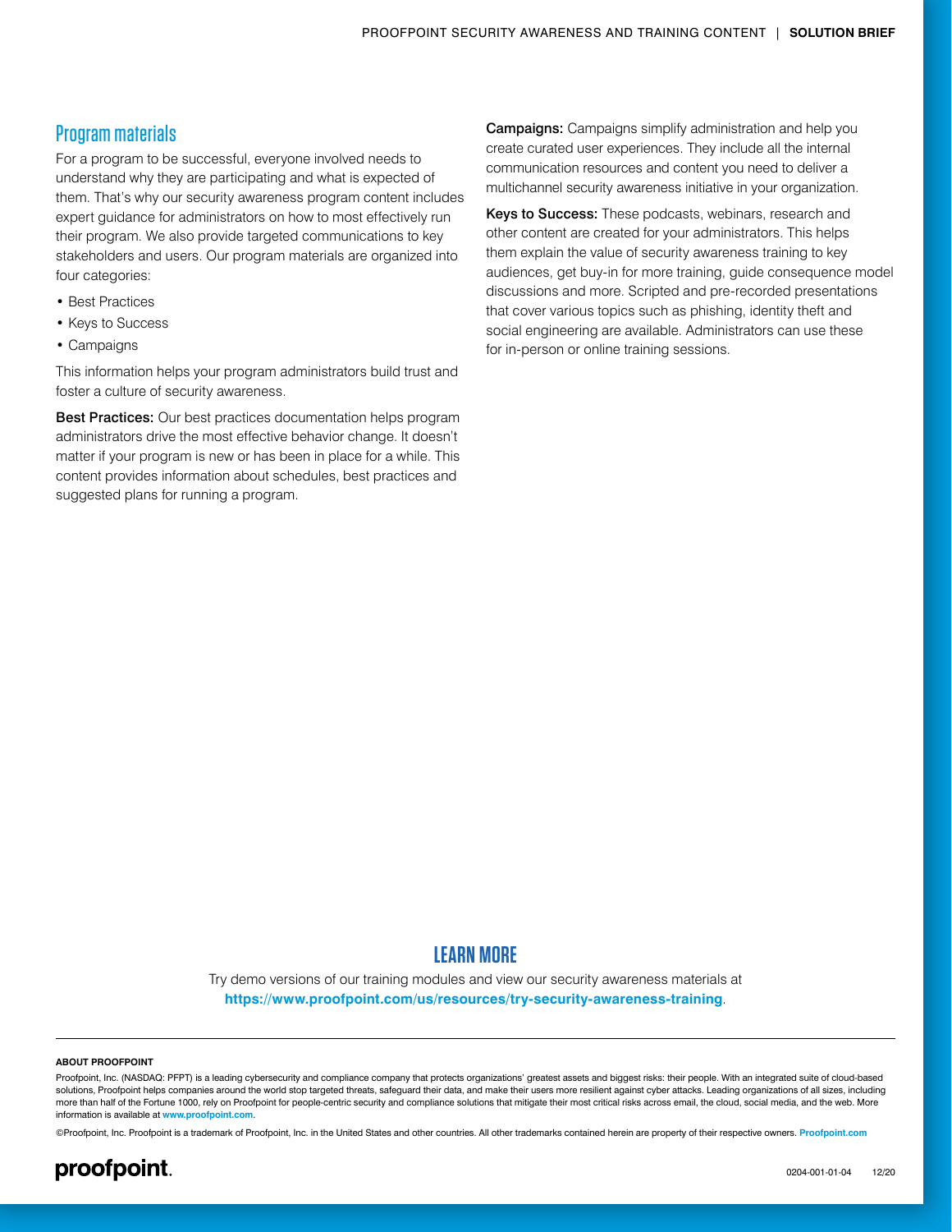## Program materials

For a program to be successful, everyone involved needs to understand why they are participating and what is expected of them. That's why our security awareness program content includes expert guidance for administrators on how to most effectively run their program. We also provide targeted communications to key stakeholders and users. Our program materials are organized into four categories:

- Best Practices
- Keys to Success
- Campaigns

This information helps your program administrators build trust and foster a culture of security awareness.

**Best Practices:** Our best practices documentation helps program administrators drive the most effective behavior change. It doesn't matter if your program is new or has been in place for a while. This content provides information about schedules, best practices and suggested plans for running a program.

**Campaigns:** Campaigns simplify administration and help you create curated user experiences. They include all the internal communication resources and content you need to deliver a multichannel security awareness initiative in your organization.

**Keys to Success:** These podcasts, webinars, research and other content are created for your administrators. This helps them explain the value of security awareness training to key audiences, get buy-in for more training, guide consequence model discussions and more. Scripted and pre-recorded presentations that cover various topics such as phishing, identity theft and social engineering are available. Administrators can use these for in-person or online training sessions.

## LEARN MORE

Try demo versions of our training modules and view our security awareness materials at **https://www.proofpoint.com/us/resources/try-security-awareness-training**.

---

**ABOUT PROOFPOINT**

Proofpoint, Inc. (NASDAQ: PFPT) is a leading cybersecurity and compliance company that protects organizations' greatest assets and biggest risks: their people. With an integrated suite of cloud-based solutions, Proofpoint helps companies around the world stop targeted threats, safeguard their data, and make their users more resilient against cyber attacks. Leading organizations of all sizes, including more than half of the Fortune 1000, rely on Proofpoint for people-centric security and compliance solutions that mitigate their most critical risks across email, the cloud, social media, and the web. More information is available at **www.proofpoint.com.**

©Proofpoint, Inc. Proofpoint is a trademark of Proofpoint, Inc. in the United States and other countries. All other trademarks contained herein are property of their respective owners. **Proofpoint.com**

proofpoint.

0204-001-01-04 12/20